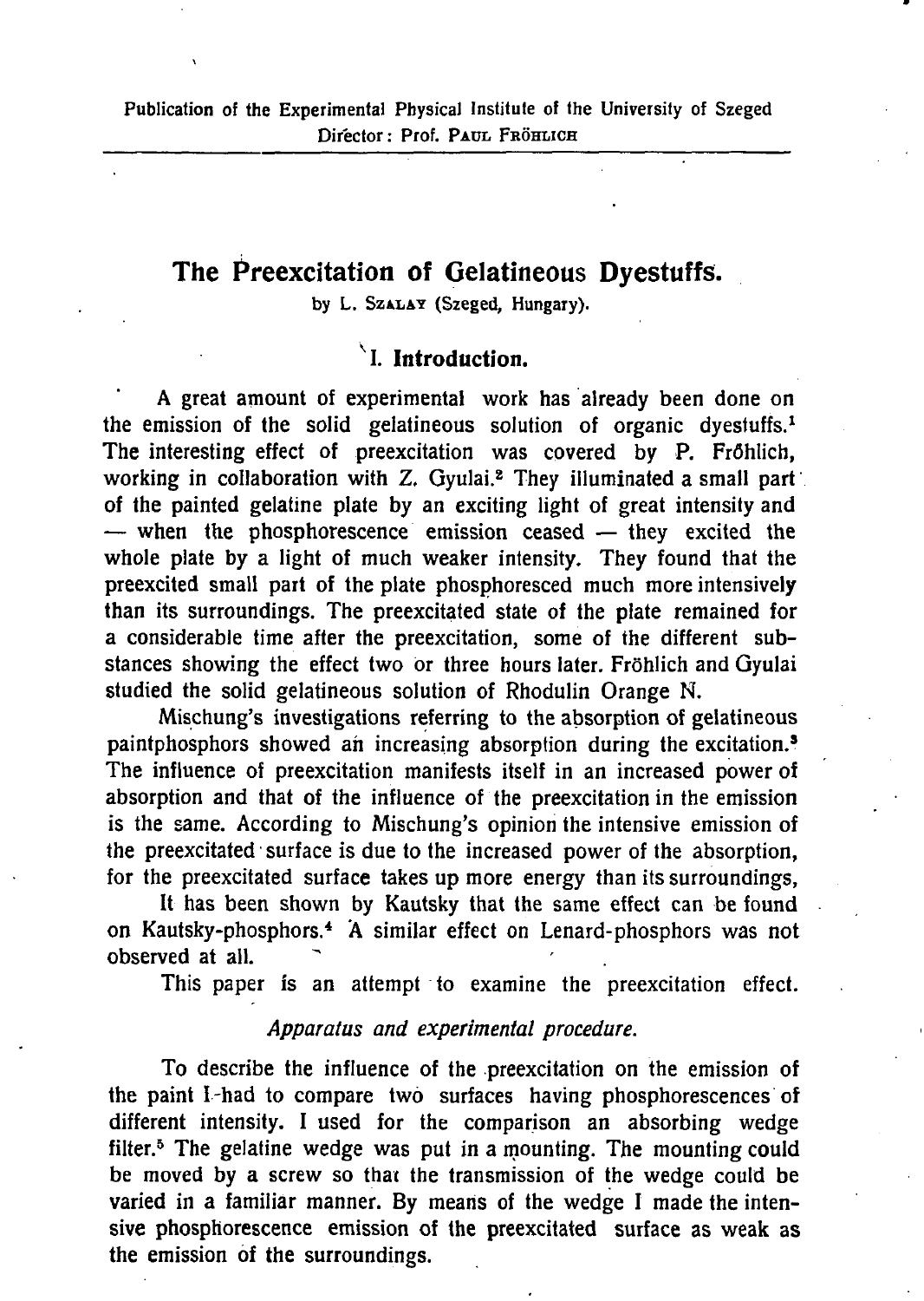Publication of the Experimental Physical Institute of the University of Szeged
Director: Prof. PAUL FRÖHLICH

# The Preexcitation of Gelatineous Dyestuffs.

by L. SZALAY (Szeged, Hungary).

## I. Introduction.

A great amount of experimental work has already been done on the emission of the solid gelatineous solution of organic dyestuffs.[1] The interesting effect of preexcitation was covered by P. Fröhlich, working in collaboration with Z. Gyulai.[2] They illuminated a small part of the painted gelatine plate by an exciting light of great intensity and — when the phosphorescence emission ceased — they excited the whole plate by a light of much weaker intensity. They found that the preexcited small part of the plate phosphoresced much more intensively than its surroundings. The preexcitated state of the plate remained for a considerable time after the preexcitation, some of the different substances showing the effect two or three hours later. Fröhlich and Gyulai studied the solid gelatineous solution of Rhodulin Orange N.

Mischung's investigations referring to the absorption of gelatineous paintphosphors showed an increasing absorption during the excitation.[3] The influence of preexcitation manifests itself in an increased power of absorption and that of the influence of the preexcitation in the emission is the same. According to Mischung's opinion the intensive emission of the preexcitated surface is due to the increased power of the absorption, for the preexcitated surface takes up more energy than its surroundings,

It has been shown by Kautsky that the same effect can be found on Kautsky-phosphors.[4] A similar effect on Lenard-phosphors was not observed at all.

This paper is an attempt to examine the preexcitation effect.

### *Apparatus and experimental procedure.*

To describe the influence of the preexcitation on the emission of the paint I had to compare two surfaces having phosphorescences of different intensity. I used for the comparison an absorbing wedge filter.[5] The gelatine wedge was put in a mounting. The mounting could be moved by a screw so that the transmission of the wedge could be varied in a familiar manner. By means of the wedge I made the intensive phosphorescence emission of the preexcitated surface as weak as the emission of the surroundings.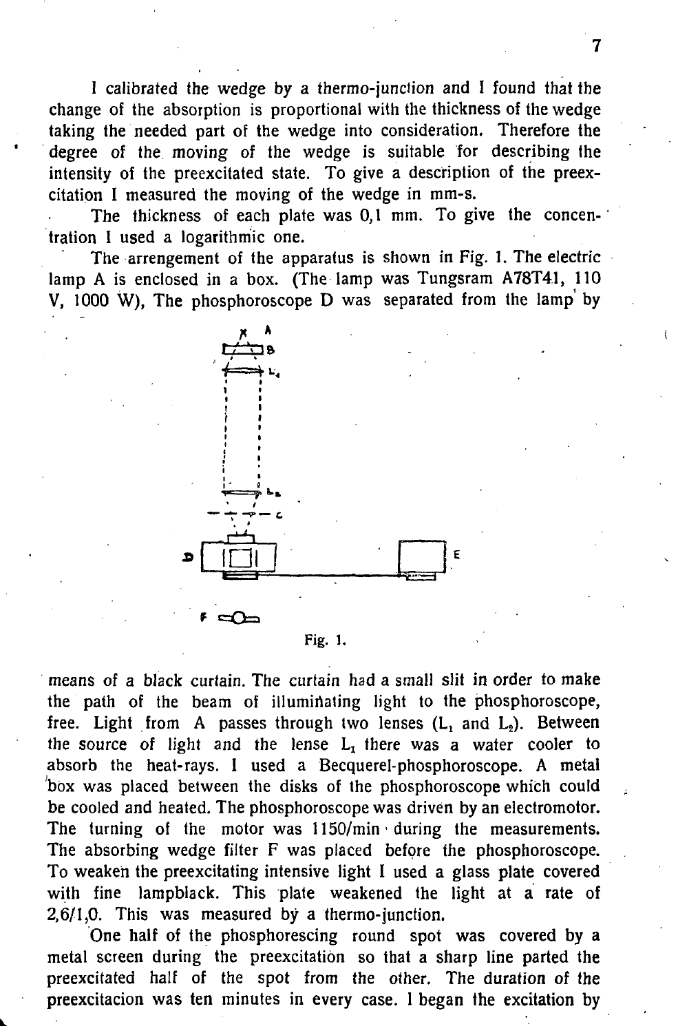I calibrated the wedge by a thermo-junction and I found that the change of the absorption is proportional with the thickness of the wedge taking the needed part of the wedge into consideration. Therefore the degree of the moving of the wedge is suitable for describing the intensity of the preexcitated state. To give a description of the preexcitation I measured the moving of the wedge in mm-s.

The thickness of each plate was 0,1 mm. To give the concentration I used a logarithmic one.

The arrengement of the apparatus is shown in Fig. 1. The electric lamp A is enclosed in a box. (The lamp was Tungsram A78T41, 110 V, 1000 W), The phosphoroscope D was separated from the lamp by

Fig. 1.

means of a black curtain. The curtain had a small slit in order to make the path of the beam of illuminating light to the phosphoroscope, free. Light from A passes through two lenses ($L_1$ and $L_2$). Between the source of light and the lense $L_1$ there was a water cooler to absorb the heat-rays. I used a Becquerel-phosphoroscope. A metal box was placed between the disks of the phosphoroscope which could be cooled and heated. The phosphoroscope was driven by an electromotor. The turning of the motor was 1150/min during the measurements. The absorbing wedge filter F was placed before the phosphoroscope. To weaken the preexcitating intensive light I used a glass plate covered with fine lampblack. This plate weakened the light at a rate of 2,6/1,0. This was measured by a thermo-junction.

One half of the phosphorescing round spot was covered by a metal screen during the preexcitation so that a sharp line parted the preexcitated half of the spot from the other. The duration of the preexcitacion was ten minutes in every case. I began the excitation by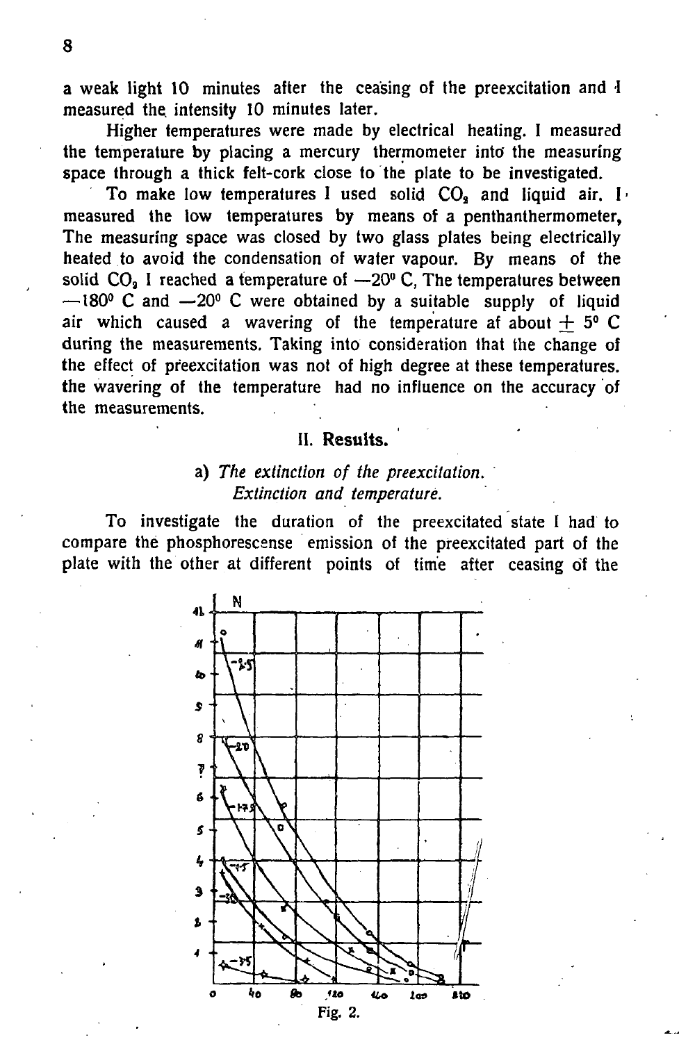a weak light 10 minutes after the ceasing of the preexcitation and I measured the intensity 10 minutes later.

Higher temperatures were made by electrical heating. I measured the temperature by placing a mercury thermometer into the measuring space through a thick felt-cork close to the plate to be investigated.

To make low temperatures I used solid $CO_2$ and liquid air. I measured the low temperatures by means of a penthanthermometer, The measuring space was closed by two glass plates being electrically heated to avoid the condensation of water vapour. By means of the solid $CO_2$ I reached a temperature of —20° C, The temperatures between —180° C and —20° C were obtained by a suitable supply of liquid air which caused a wavering of the temperature af about $\pm$ 5° C during the measurements. Taking into consideration that the change of the effect of preexcitation was not of high degree at these temperatures. the wavering of the temperature had no influence on the accuracy of the measurements.

## II. Results.

### a) *The extinction of the preexcitation. Extinction and temperature.*

To investigate the duration of the preexcitated state I had to compare the phosphorescense emission of the preexcitated part of the plate with the other at different points of time after ceasing of the

Fig. 2.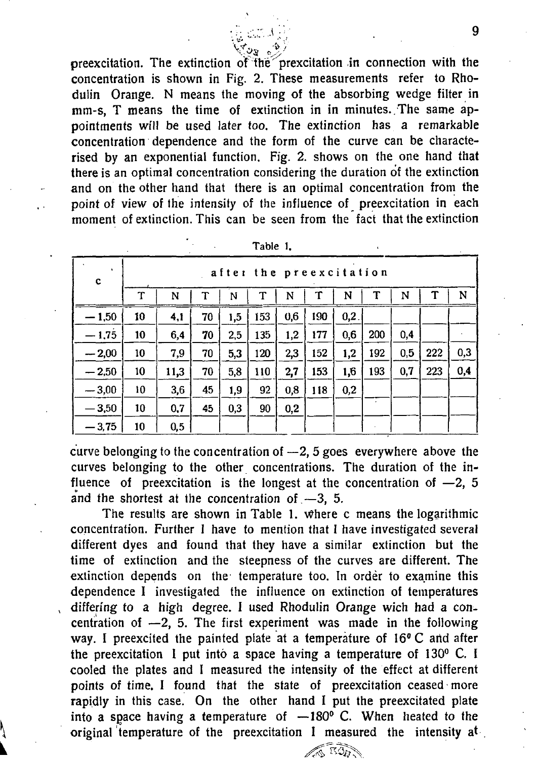preexcitation. The extinction of the prexcitation in connection with the concentration is shown in Fig. 2. These measurements refer to Rhodulin Orange. N means the moving of the absorbing wedge filter in mm-s, T means the time of extinction in in minutes. The same appointments will be used later too. The extinction has a remarkable concentration dependence and the form of the curve can be characterised by an exponential function. Fig. 2. shows on the one hand that there is an optimal concentration considering the duration of the extinction and on the other hand that there is an optimal concentration from the point of view of the intensity of the influence of preexcitation in each moment of extinction. This can be seen from the fact that the extinction

Table 1.

| c | after the preexcitation | | | | | | | | | | | |
|---|---|---|---|---|---|---|---|---|---|---|---|---|
| | T | N | T | N | T | N | T | N | T | N | T | N |
| — 1,50 | 10 | 4,1 | 70 | 1,5 | 153 | 0,6 | 190 | 0,2 | | | | |
| — 1,75 | 10 | 6,4 | 70 | 2,5 | 135 | 1,2 | 177 | 0,6 | 200 | 0,4 | | |
| — 2,00 | 10 | 7,9 | 70 | 5,3 | 120 | 2,3 | 152 | 1,2 | 192 | 0,5 | 222 | 0,3 |
| — 2,50 | 10 | 11,3 | 70 | 5,8 | 110 | 2,7 | 153 | 1,6 | 193 | 0,7 | 223 | 0,4 |
| — 3,00 | 10 | 3,6 | 45 | 1,9 | 92 | 0,8 | 118 | 0,2 | | | | |
| — 3,50 | 10 | 0,7 | 45 | 0,3 | 90 | 0,2 | | | | | | |
| — 3,75 | 10 | 0,5 | | | | | | | | | | |

curve belonging to the concentration of —2, 5 goes everywhere above the curves belonging to the other concentrations. The duration of the influence of preexcitation is the longest at the concentration of —2, 5 and the shortest at the concentration of —3, 5.

The results are shown in Table 1. Where c means the logarithmic concentration. Further I have to mention that I have investigated several different dyes and found that they have a similar extinction but the time of extinction and the steepness of the curves are different. The extinction depends on the temperature too. In order to examine this dependence I investigated the influence on extinction of temperatures differing to a high degree. I used Rhodulin Orange wich had a concentration of —2, 5. The first experiment was made in the following way. I preexcited the painted plate at a temperature of 16° C and after the preexcitation I put into a space having a temperature of 130° C. I cooled the plates and I measured the intensity of the effect at different points of time. I found that the state of preexcitation ceased more rapidly in this case. On the other hand I put the preexcitated plate into a space having a temperature of —180° C. When heated to the original temperature of the preexcitation I measured the intensity at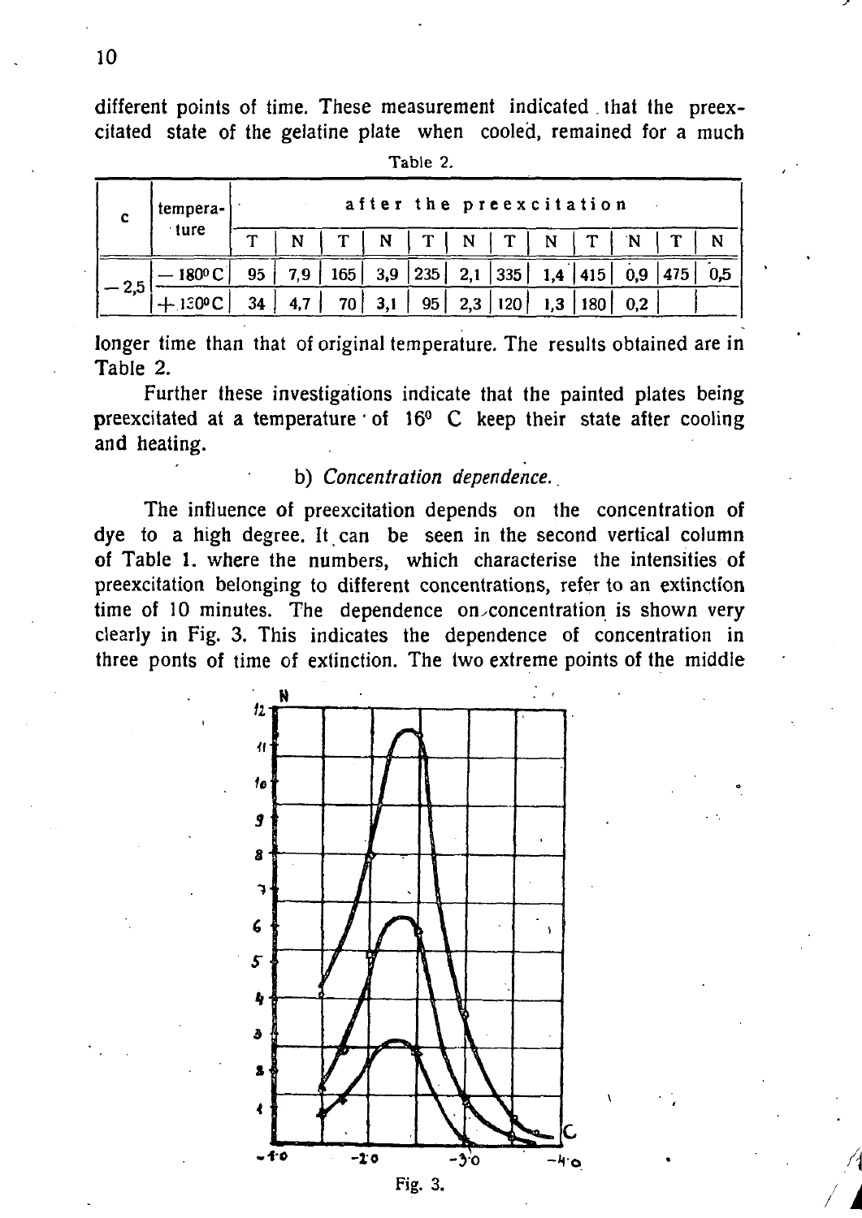different points of time. These measurement indicated that the preexcitated state of the gelatine plate when cooled, remained for a much

Table 2.

| c | tempera-ture | after the preexcitation | | | | | | | | | | | |
|---|---|---|---|---|---|---|---|---|---|---|---|---|---|
| | | T | N | T | N | T | N | T | N | T | N | T | N |
| — 2,5 | — 180° C | 95 | 7,9 | 165 | 3,9 | 235 | 2,1 | 335 | 1,4 | 415 | 0,9 | 475 | 0,5 |
| | + 130° C | 34 | 4,7 | 70 | 3,1 | 95 | 2,3 | 120 | 1,3 | 180 | 0,2 | | |

longer time than that of original temperature. The results obtained are in Table 2.

Further these investigations indicate that the painted plates being preexcitated at a temperature of 16° C keep their state after cooling and heating.

b) *Concentration dependence.*

The influence of preexcitation depends on the concentration of dye to a high degree. It can be seen in the second vertical column of Table 1. where the numbers, which characterise the intensities of preexcitation belonging to different concentrations, refer to an extinction time of 10 minutes. The dependence on concentration is shown very clearly in Fig. 3. This indicates the dependence of concentration in three ponts of time of extinction. The two extreme points of the middle

Fig. 3.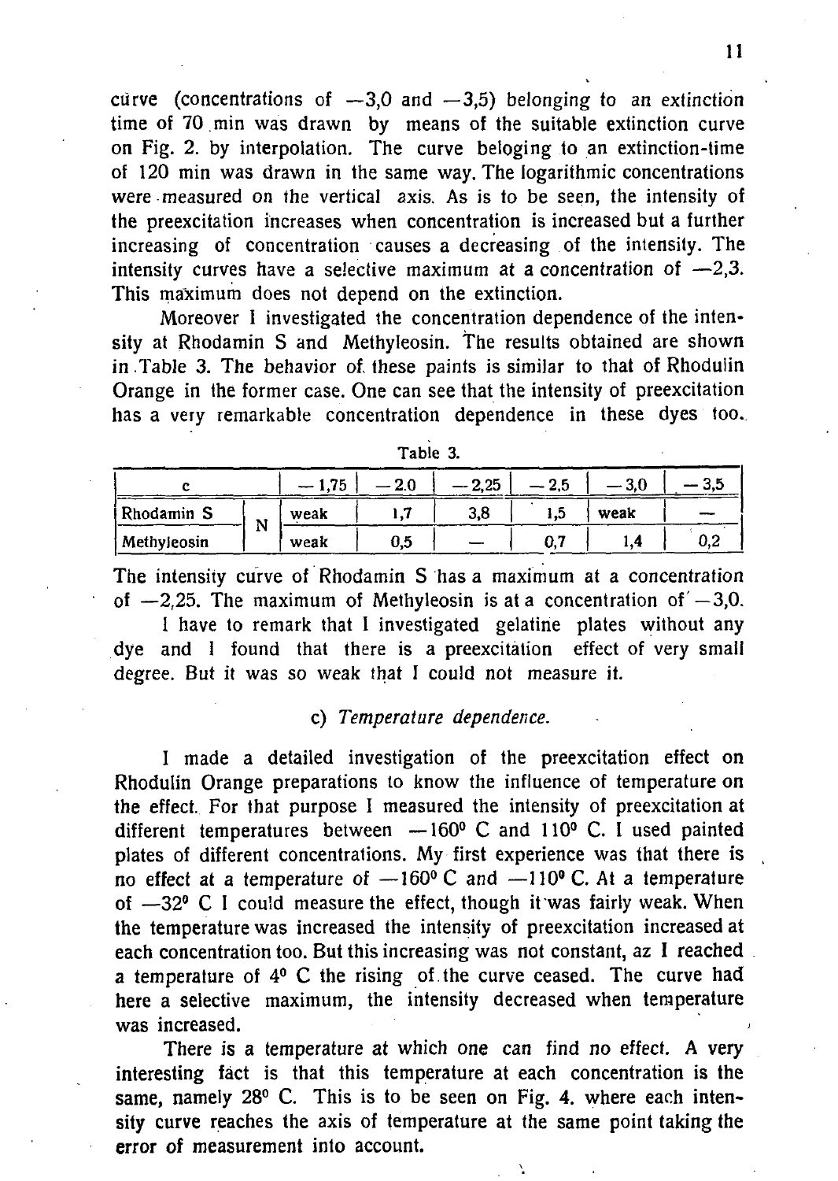curve (concentrations of —3,0 and —3,5) belonging to an extinction time of 70 min was drawn by means of the suitable extinction curve on Fig. 2. by interpolation. The curve beloging to an extinction-time of 120 min was drawn in the same way. The logarithmic concentrations were measured on the vertical axis. As is to be seen, the intensity of the preexcitation increases when concentration is increased but a further increasing of concentration causes a decreasing of the intensity. The intensity curves have a selective maximum at a concentration of —2,3. This maximum does not depend on the extinction.

Moreover I investigated the concentration dependence of the intensity at Rhodamin S and Methyleosin. The results obtained are shown in Table 3. The behavior of these paints is similar to that of Rhodulin Orange in the former case. One can see that the intensity of preexcitation has a very remarkable concentration dependence in these dyes too.

Table 3.

| c | | — 1,75 | — 2.0 | — 2,25 | — 2,5 | — 3,0 | — 3,5 |
|---|---|---|---|---|---|---|---|
| Rhodamin S | N | weak | 1,7 | 3,8 | 1,5 | weak | — |
| Methyleosin | | weak | 0,5 | — | 0,7 | 1,4 | 0,2 |

The intensity curve of Rhodamin S has a maximum at a concentration of —2,25. The maximum of Methyleosin is at a concentration of —3,0.

I have to remark that I investigated gelatine plates without any dye and I found that there is a preexcitation effect of very small degree. But it was so weak that I could not measure it.

### c) *Temperature dependence.*

I made a detailed investigation of the preexcitation effect on Rhodulin Orange preparations to know the influence of temperature on the effect. For that purpose I measured the intensity of preexcitation at different temperatures between —160° C and 110° C. I used painted plates of different concentrations. My first experience was that there is no effect at a temperature of —160° C and —110° C. At a temperature of —32° C I could measure the effect, though it was fairly weak. When the temperature was increased the intensity of preexcitation increased at each concentration too. But this increasing was not constant, az I reached a temperature of 4° C the rising of the curve ceased. The curve had here a selective maximum, the intensity decreased when temperature was increased.

There is a temperature at which one can find no effect. A very interesting fact is that this temperature at each concentration is the same, namely 28° C. This is to be seen on Fig. 4. where each intensity curve reaches the axis of temperature at the same point taking the error of measurement into account.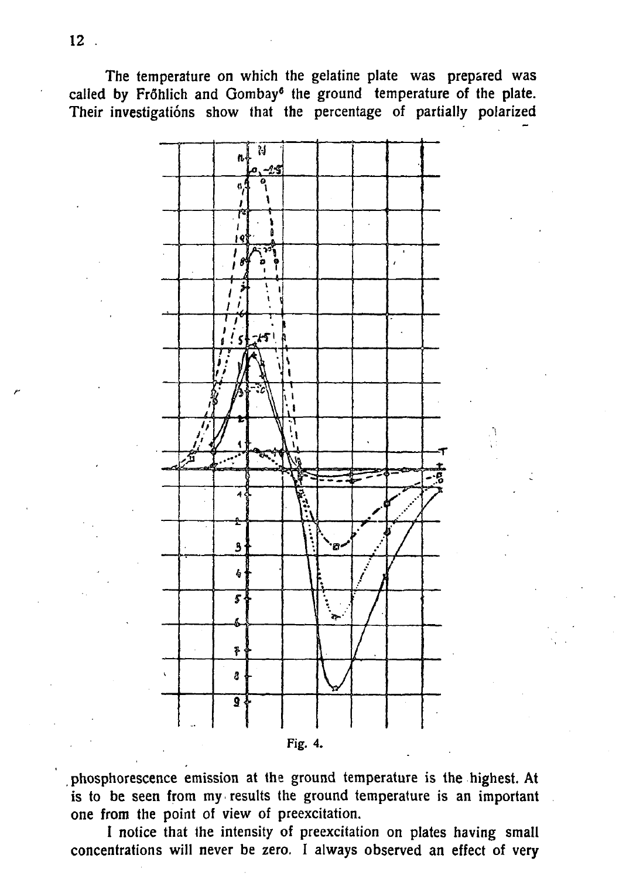The temperature on which the gelatine plate was prepared was called by Fröhlich and Gombay[6] the ground temperature of the plate. Their investigations show that the percentage of partially polarized

Fig. 4.

phosphorescence emission at the ground temperature is the highest. At is to be seen from my results the ground temperature is an important one from the point of view of preexcitation.

I notice that the intensity of preexcitation on plates having small concentrations will never be zero. I always observed an effect of very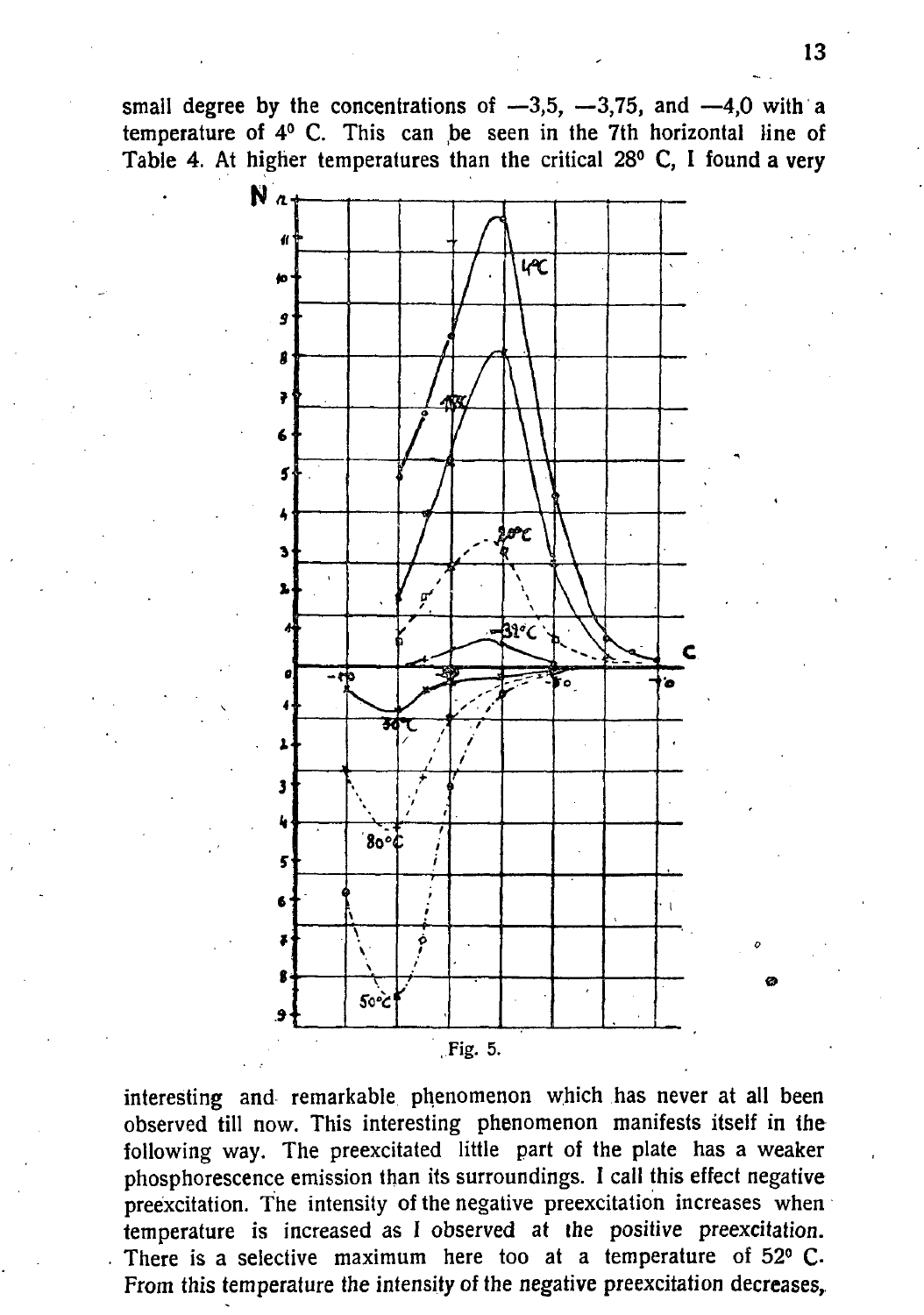small degree by the concentrations of —3,5, —3,75, and —4,0 with a temperature of 4° C. This can be seen in the 7th horizontal line of Table 4. At higher temperatures than the critical 28° C, I found a very

Fig. 5.

interesting and remarkable phenomenon which has never at all been observed till now. This interesting phenomenon manifests itself in the following way. The preexcitated little part of the plate has a weaker phosphorescence emission than its surroundings. I call this effect negative preexcitation. The intensity of the negative preexcitation increases when temperature is increased as I observed at the positive preexcitation. There is a selective maximum here too at a temperature of 52° C. From this temperature the intensity of the negative preexcitation decreases,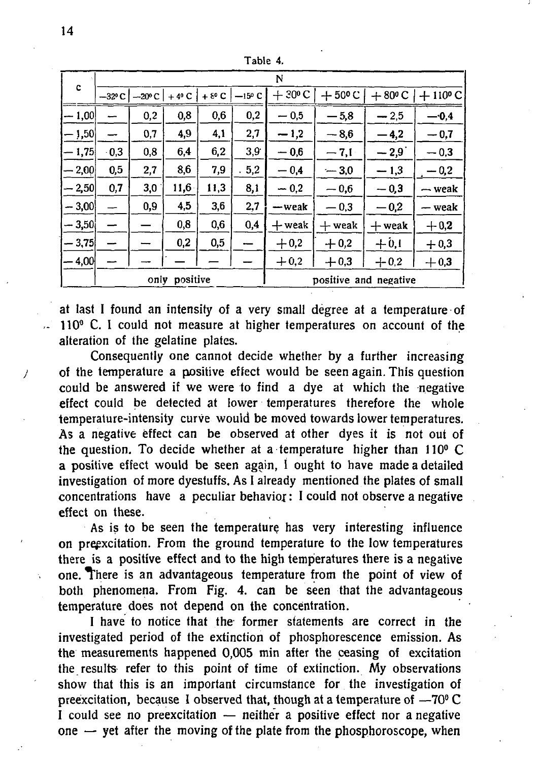Table 4.

| c | N | | | | | | | | |
|---|---|---|---|---|---|---|---|---|---|
| | −32° C | −20° C | + 4° C | + 8° C | −15° C | + 30° C | + 50° C | + 80° C | + 110° C |
| − 1,00 | — | 0,2 | 0,8 | 0,6 | 0,2 | − 0,5 | − 5,8 | − 2,5 | − 0,4 |
| − 1,50 | — | 0,7 | 4,9 | 4,1 | 2,7 | − 1,2 | − 8,6 | − 4,2 | − 0,7 |
| − 1,75 | 0,3 | 0,8 | 6,4 | 6,2 | 3,9 | − 0,6 | − 7,1 | − 2,9 | − 0,3 |
| − 2,00 | 0,5 | 2,7 | 8,6 | 7,9 | 5,2 | − 0,4 | − 3,0 | − 1,3 | − 0,2 |
| − 2,50 | 0,7 | 3,0 | 11,6 | 11,3 | 8,1 | − 0,2 | − 0,6 | − 0,3 | − weak |
| − 3,00 | — | 0,9 | 4,5 | 3,6 | 2,7 | − weak | − 0,3 | − 0,2 | − weak |
| − 3,50 | — | — | 0,8 | 0,6 | 0,4 | + weak | + weak | + weak | + 0,2 |
| − 3,75 | — | — | 0,2 | 0,5 | — | + 0,2 | + 0,2 | + 0,1 | + 0,3 |
| − 4,00 | — | — | — | — | — | + 0,2 | + 0,3 | + 0,2 | + 0,3 |
| | only positive | | | | | positive and negative | | | |

at last I found an intensity of a very small degree at a temperature of 110° C. I could not measure at higher temperatures on account of the alteration of the gelatine plates.

Consequently one cannot decide whether by a further increasing of the temperature a positive effect would be seen again. This question could be answered if we were to find a dye at which the negative effect could be detected at lower temperatures therefore the whole temperature-intensity curve would be moved towards lower temperatures. As a negative effect can be observed at other dyes it is not out of the question. To decide whether at a temperature higher than 110° C a positive effect would be seen again, I ought to have made a detailed investigation of more dyestuffs. As I already mentioned the plates of small concentrations have a peculiar behavior: I could not observe a negative effect on these.

As is to be seen the temperature has very interesting influence on preexcitation. From the ground temperature to the low temperatures there is a positive effect and to the high temperatures there is a negative one. There is an advantageous temperature from the point of view of both phenomena. From Fig. 4. can be seen that the advantageous temperature does not depend on the concentration.

I have to notice that the former statements are correct in the investigated period of the extinction of phosphorescence emission. As the measurements happened 0,005 min after the ceasing of excitation the results refer to this point of time of extinction. My observations show that this is an important circumstance for the investigation of preexcitation, because I observed that, though at a temperature of —70° C I could see no preexcitation — neither a positive effect nor a negative one — yet after the moving of the plate from the phosphoroscope, when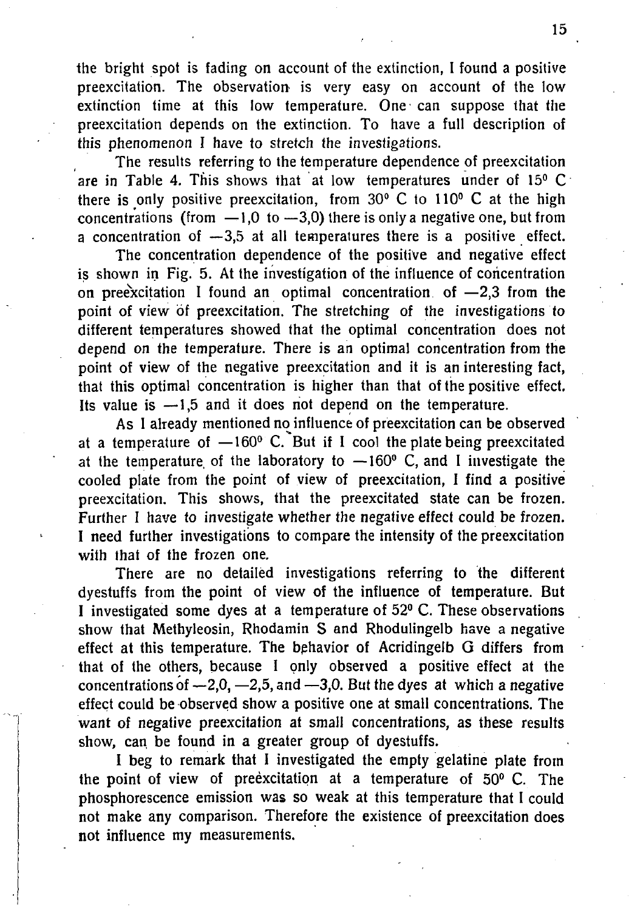the bright spot is fading on account of the extinction, I found a positive preexcitation. The observation is very easy on account of the low extinction time at this low temperature. One can suppose that the preexcitation depends on the extinction. To have a full description of this phenomenon I have to stretch the investigations.

The results referring to the temperature dependence of preexcitation are in Table 4. This shows that at low temperatures under of 15° C there is only positive preexcitation, from 30° C to 110° C at the high concentrations (from —1,0 to —3,0) there is only a negative one, but from a concentration of —3,5 at all temperatures there is a positive effect.

The concentration dependence of the positive and negative effect is shown in Fig. 5. At the investigation of the influence of concentration on preexcitation I found an optimal concentration of —2,3 from the point of view of preexcitation. The stretching of the investigations to different temperatures showed that the optimal concentration does not depend on the temperature. There is an optimal concentration from the point of view of the negative preexcitation and it is an interesting fact, that this optimal concentration is higher than that of the positive effect. Its value is —1,5 and it does not depend on the temperature.

As I already mentioned no influence of preexcitation can be observed at a temperature of —160° C. But if I cool the plate being preexcitated at the temperature of the laboratory to —160° C, and I investigate the cooled plate from the point of view of preexcitation, I find a positive preexcitation. This shows, that the preexcitated state can be frozen. Further I have to investigate whether the negative effect could be frozen. I need further investigations to compare the intensity of the preexcitation with that of the frozen one.

There are no detailed investigations referring to the different dyestuffs from the point of view of the influence of temperature. But I investigated some dyes at a temperature of 52° C. These observations show that Methyleosin, Rhodamin S and Rhodulingelb have a negative effect at this temperature. The behavior of Acridingelb G differs from that of the others, because I only observed a positive effect at the concentrations of —2,0, —2,5, and —3,0. But the dyes at which a negative effect could be observed show a positive one at small concentrations. The want of negative preexcitation at small concentrations, as these results show, can be found in a greater group of dyestuffs.

I beg to remark that I investigated the empty gelatine plate from the point of view of preexcitation at a temperature of 50° C. The phosphorescence emission was so weak at this temperature that I could not make any comparison. Therefore the existence of preexcitation does not influence my measurements.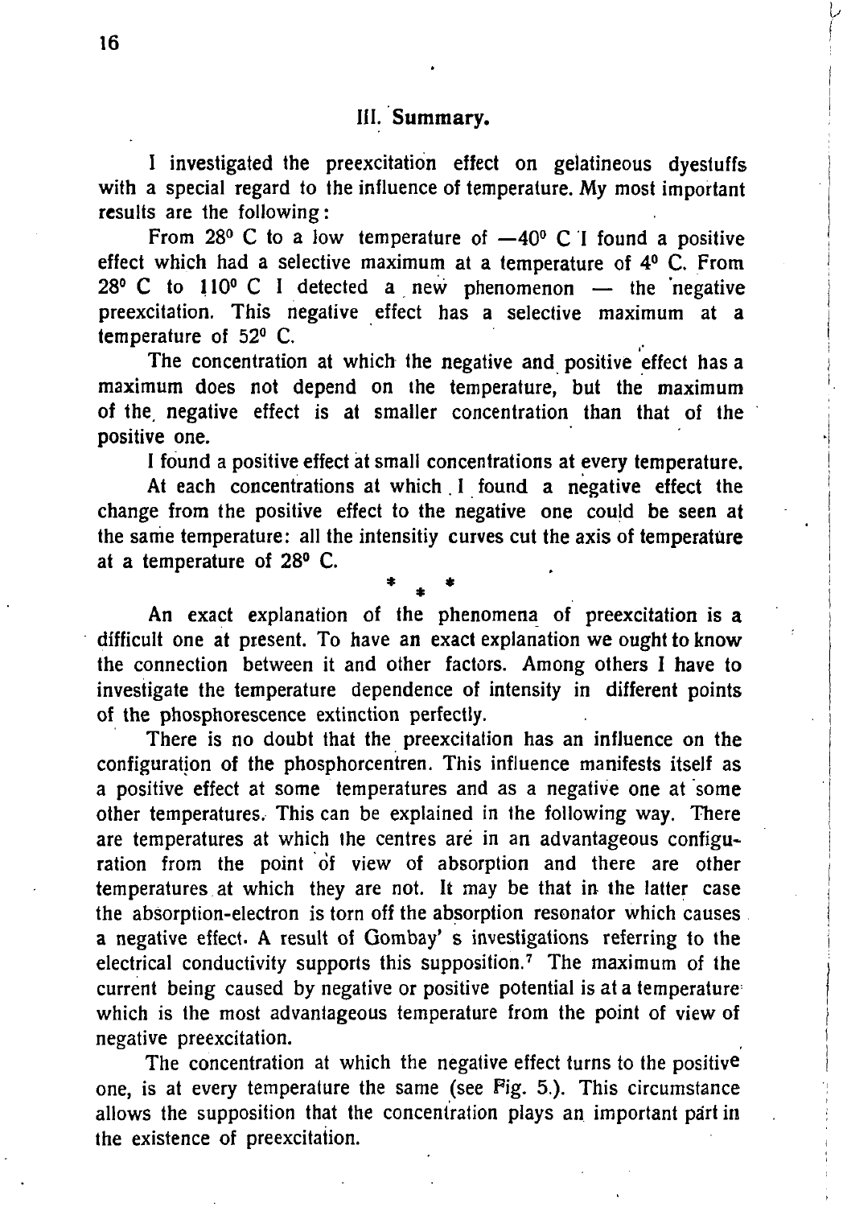## III. Summary.

I investigated the preexcitation effect on gelatineous dyestuffs with a special regard to the influence of temperature. My most important results are the following:

From 28° C to a low temperature of —40° C I found a positive effect which had a selective maximum at a temperature of 4° C. From 28° C to 110° C I detected a new phenomenon — the negative preexcitation. This negative effect has a selective maximum at a temperature of 52° C.

The concentration at which the negative and positive effect has a maximum does not depend on the temperature, but the maximum of the negative effect is at smaller concentration than that of the positive one.

I found a positive effect at small concentrations at every temperature.

At each concentrations at which I found a negative effect the change from the positive effect to the negative one could be seen at the same temperature: all the intensitiy curves cut the axis of temperature at a temperature of 28° C.

\* \* \*

An exact explanation of the phenomena of preexcitation is a difficult one at present. To have an exact explanation we ought to know the connection between it and other factors. Among others I have to investigate the temperature dependence of intensity in different points of the phosphorescence extinction perfectly.

There is no doubt that the preexcitation has an influence on the configuration of the phosphorcentren. This influence manifests itself as a positive effect at some temperatures and as a negative one at some other temperatures. This can be explained in the following way. There are temperatures at which the centres are in an advantageous configuration from the point of view of absorption and there are other temperatures at which they are not. It may be that in the latter case the absorption-electron is torn off the absorption resonator which causes a negative effect. A result of Gombay' s investigations referring to the electrical conductivity supports this supposition.[7] The maximum of the current being caused by negative or positive potential is at a temperature which is the most advantageous temperature from the point of view of negative preexcitation.

The concentration at which the negative effect turns to the positive one, is at every temperature the same (see Fig. 5.). This circumstance allows the supposition that the concentration plays an important part in the existence of preexcitation.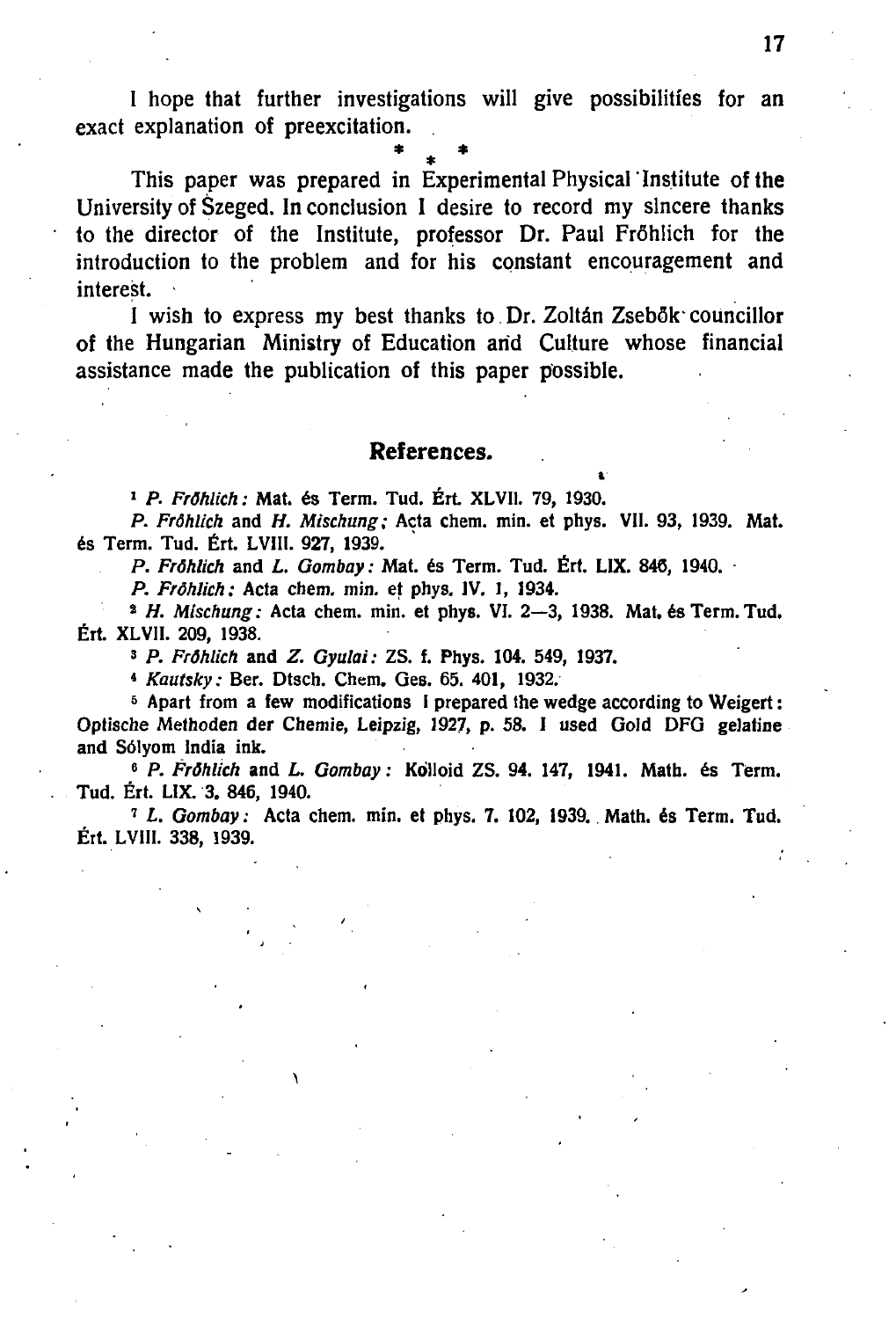I hope that further investigations will give possibilities for an exact explanation of preexcitation.

\* \* \*

This paper was prepared in Experimental Physical Institute of the University of Szeged. In conclusion I desire to record my sincere thanks to the director of the Institute, professor Dr. Paul Fröhlich for the introduction to the problem and for his constant encouragement and interest.

I wish to express my best thanks to Dr. Zoltán Zsebők councillor of the Hungarian Ministry of Education and Culture whose financial assistance made the publication of this paper possible.

## References.

[1] *P. Fröhlich:* Mat. és Term. Tud. Ért. XLVII. 79, 1930.

*P. Fröhlich* and *H. Mischung;* Acta chem. min. et phys. VII. 93, 1939. Mat. és Term. Tud. Ért. LVIII. 927, 1939.

*P. Fröhlich* and *L. Gombay:* Mat. és Term. Tud. Ért. LIX. 846, 1940.

*P. Fröhlich:* Acta chem. min. et phys. IV. 1, 1934.

[2] *H. Mischung:* Acta chem. min. et phys. VI. 2—3, 1938. Mat. és Term. Tud. Ért. XLVII. 209, 1938.

[3] *P. Fröhlich* and *Z. Gyulai:* ZS. f. Phys. 104. 549, 1937.

[4] *Kautsky:* Ber. Dtsch. Chem. Ges. 65. 401, 1932.

[5] Apart from a few modifications I prepared the wedge according to Weigert: Optische Methoden der Chemie, Leipzig, 1927, p. 58. I used Gold DFG gelatine and Sólyom India ink.

[6] *P. Fröhlich* and *L. Gombay:* Kolloid ZS. 94. 147, 1941. Math. és Term. Tud. Ért. LIX. 3. 846, 1940.

[7] *L. Gombay:* Acta chem. min. et phys. 7. 102, 1939. Math. és Term. Tud. Ért. LVIII. 338, 1939.